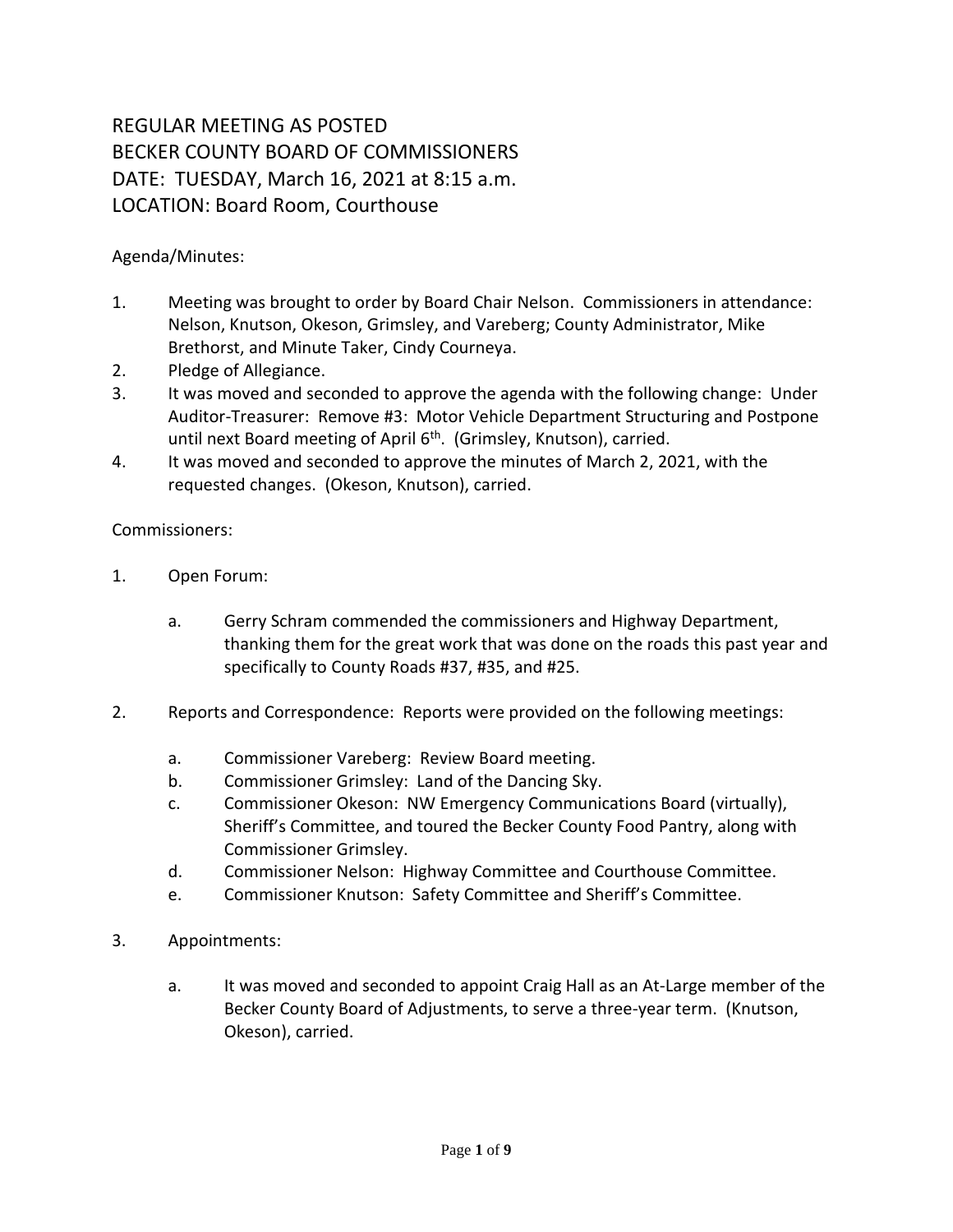# REGULAR MEETING AS POSTED
# BECKER COUNTY BOARD OF COMMISSIONERS
# DATE: TUESDAY, March 16, 2021 at 8:15 a.m.
# LOCATION: Board Room, Courthouse

Agenda/Minutes:

1. Meeting was brought to order by Board Chair Nelson. Commissioners in attendance: Nelson, Knutson, Okeson, Grimsley, and Vareberg; County Administrator, Mike Brethorst, and Minute Taker, Cindy Courneya.
2. Pledge of Allegiance.
3. It was moved and seconded to approve the agenda with the following change: Under Auditor-Treasurer: Remove #3: Motor Vehicle Department Structuring and Postpone until next Board meeting of April 6th. (Grimsley, Knutson), carried.
4. It was moved and seconded to approve the minutes of March 2, 2021, with the requested changes. (Okeson, Knutson), carried.

Commissioners:

1. Open Forum:

   a. Gerry Schram commended the commissioners and Highway Department, thanking them for the great work that was done on the roads this past year and specifically to County Roads #37, #35, and #25.

2. Reports and Correspondence: Reports were provided on the following meetings:

   a. Commissioner Vareberg: Review Board meeting.
   b. Commissioner Grimsley: Land of the Dancing Sky.
   c. Commissioner Okeson: NW Emergency Communications Board (virtually), Sheriff's Committee, and toured the Becker County Food Pantry, along with Commissioner Grimsley.
   d. Commissioner Nelson: Highway Committee and Courthouse Committee.
   e. Commissioner Knutson: Safety Committee and Sheriff's Committee.

3. Appointments:

   a. It was moved and seconded to appoint Craig Hall as an At-Large member of the Becker County Board of Adjustments, to serve a three-year term. (Knutson, Okeson), carried.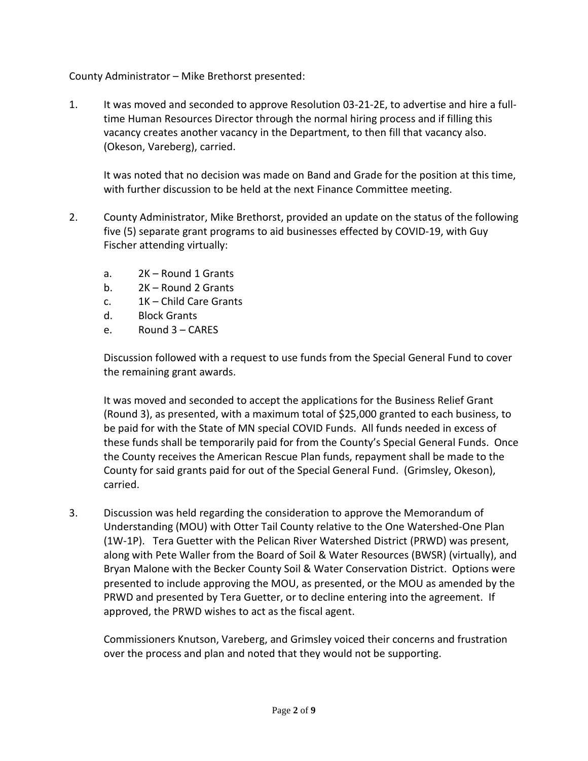County Administrator – Mike Brethorst presented:

1. It was moved and seconded to approve Resolution 03-21-2E, to advertise and hire a full-time Human Resources Director through the normal hiring process and if filling this vacancy creates another vacancy in the Department, to then fill that vacancy also. (Okeson, Vareberg), carried.

   It was noted that no decision was made on Band and Grade for the position at this time, with further discussion to be held at the next Finance Committee meeting.

2. County Administrator, Mike Brethorst, provided an update on the status of the following five (5) separate grant programs to aid businesses effected by COVID-19, with Guy Fischer attending virtually:

   a. 2K – Round 1 Grants
   b. 2K – Round 2 Grants
   c. 1K – Child Care Grants
   d. Block Grants
   e. Round 3 – CARES

   Discussion followed with a request to use funds from the Special General Fund to cover the remaining grant awards.

   It was moved and seconded to accept the applications for the Business Relief Grant (Round 3), as presented, with a maximum total of $25,000 granted to each business, to be paid for with the State of MN special COVID Funds. All funds needed in excess of these funds shall be temporarily paid for from the County's Special General Funds. Once the County receives the American Rescue Plan funds, repayment shall be made to the County for said grants paid for out of the Special General Fund. (Grimsley, Okeson), carried.

3. Discussion was held regarding the consideration to approve the Memorandum of Understanding (MOU) with Otter Tail County relative to the One Watershed-One Plan (1W-1P). Tera Guetter with the Pelican River Watershed District (PRWD) was present, along with Pete Waller from the Board of Soil & Water Resources (BWSR) (virtually), and Bryan Malone with the Becker County Soil & Water Conservation District. Options were presented to include approving the MOU, as presented, or the MOU as amended by the PRWD and presented by Tera Guetter, or to decline entering into the agreement. If approved, the PRWD wishes to act as the fiscal agent.

   Commissioners Knutson, Vareberg, and Grimsley voiced their concerns and frustration over the process and plan and noted that they would not be supporting.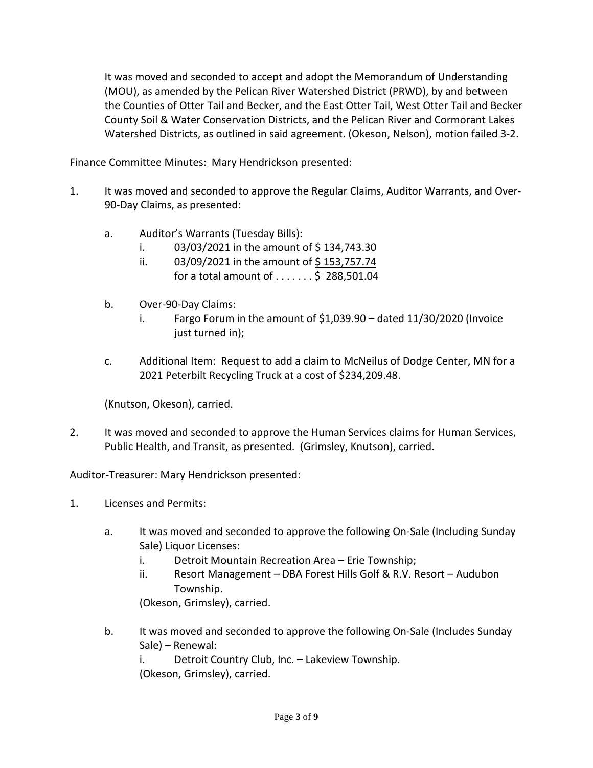It was moved and seconded to accept and adopt the Memorandum of Understanding (MOU), as amended by the Pelican River Watershed District (PRWD), by and between the Counties of Otter Tail and Becker, and the East Otter Tail, West Otter Tail and Becker County Soil & Water Conservation Districts, and the Pelican River and Cormorant Lakes Watershed Districts, as outlined in said agreement. (Okeson, Nelson), motion failed 3-2.

Finance Committee Minutes: Mary Hendrickson presented:

1. It was moved and seconded to approve the Regular Claims, Auditor Warrants, and Over-90-Day Claims, as presented:

   a. Auditor's Warrants (Tuesday Bills):
      i. 03/03/2021 in the amount of $ 134,743.30
      ii. 03/09/2021 in the amount of <u>$ 153,757.74</u>
      for a total amount of . . . . . . . $ 288,501.04

   b. Over-90-Day Claims:
      i. Fargo Forum in the amount of $1,039.90 – dated 11/30/2020 (Invoice just turned in);

   c. Additional Item: Request to add a claim to McNeilus of Dodge Center, MN for a 2021 Peterbilt Recycling Truck at a cost of $234,209.48.

   (Knutson, Okeson), carried.

2. It was moved and seconded to approve the Human Services claims for Human Services, Public Health, and Transit, as presented. (Grimsley, Knutson), carried.

Auditor-Treasurer: Mary Hendrickson presented:

1. Licenses and Permits:

   a. It was moved and seconded to approve the following On-Sale (Including Sunday Sale) Liquor Licenses:
      i. Detroit Mountain Recreation Area – Erie Township;
      ii. Resort Management – DBA Forest Hills Golf & R.V. Resort – Audubon Township.

      (Okeson, Grimsley), carried.

   b. It was moved and seconded to approve the following On-Sale (Includes Sunday Sale) – Renewal:
      i. Detroit Country Club, Inc. – Lakeview Township.

      (Okeson, Grimsley), carried.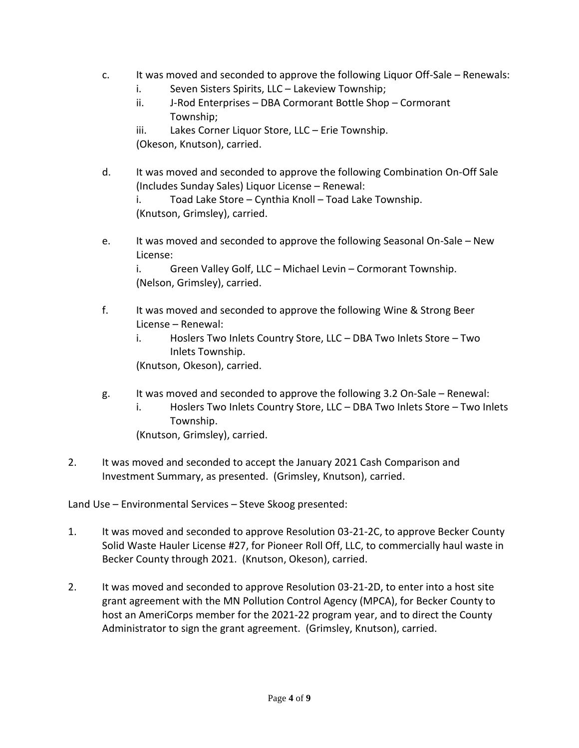c. It was moved and seconded to approve the following Liquor Off-Sale – Renewals:
   i. Seven Sisters Spirits, LLC – Lakeview Township;
   ii. J-Rod Enterprises – DBA Cormorant Bottle Shop – Cormorant Township;
   iii. Lakes Corner Liquor Store, LLC – Erie Township.
   (Okeson, Knutson), carried.

d. It was moved and seconded to approve the following Combination On-Off Sale (Includes Sunday Sales) Liquor License – Renewal:
   i. Toad Lake Store – Cynthia Knoll – Toad Lake Township.
   (Knutson, Grimsley), carried.

e. It was moved and seconded to approve the following Seasonal On-Sale – New License:
   i. Green Valley Golf, LLC – Michael Levin – Cormorant Township.
   (Nelson, Grimsley), carried.

f. It was moved and seconded to approve the following Wine & Strong Beer License – Renewal:
   i. Hoslers Two Inlets Country Store, LLC – DBA Two Inlets Store – Two Inlets Township.
   (Knutson, Okeson), carried.

g. It was moved and seconded to approve the following 3.2 On-Sale – Renewal:
   i. Hoslers Two Inlets Country Store, LLC – DBA Two Inlets Store – Two Inlets Township.
   (Knutson, Grimsley), carried.

2. It was moved and seconded to accept the January 2021 Cash Comparison and Investment Summary, as presented. (Grimsley, Knutson), carried.

Land Use – Environmental Services – Steve Skoog presented:

1. It was moved and seconded to approve Resolution 03-21-2C, to approve Becker County Solid Waste Hauler License #27, for Pioneer Roll Off, LLC, to commercially haul waste in Becker County through 2021. (Knutson, Okeson), carried.

2. It was moved and seconded to approve Resolution 03-21-2D, to enter into a host site grant agreement with the MN Pollution Control Agency (MPCA), for Becker County to host an AmeriCorps member for the 2021-22 program year, and to direct the County Administrator to sign the grant agreement. (Grimsley, Knutson), carried.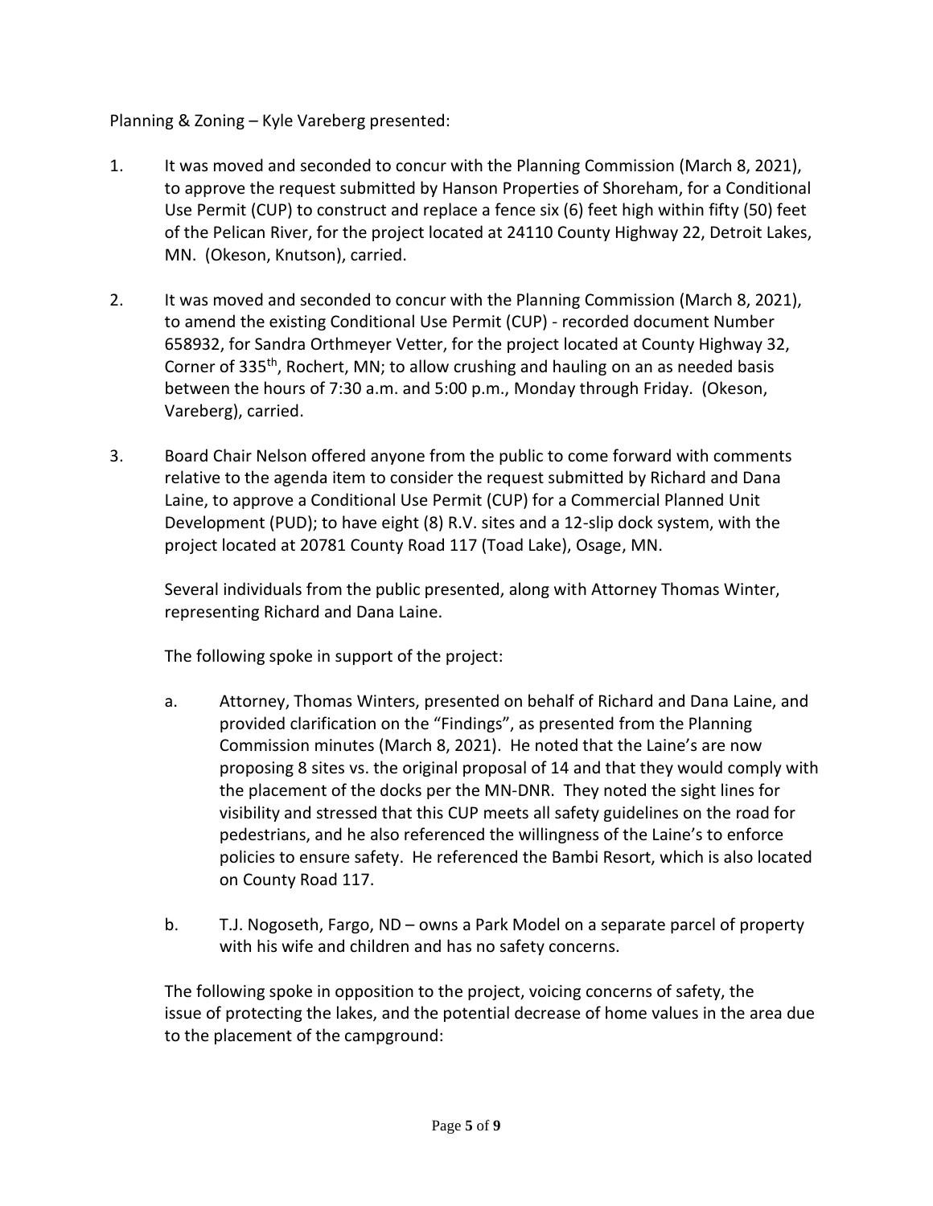Planning & Zoning – Kyle Vareberg presented:

1. It was moved and seconded to concur with the Planning Commission (March 8, 2021), to approve the request submitted by Hanson Properties of Shoreham, for a Conditional Use Permit (CUP) to construct and replace a fence six (6) feet high within fifty (50) feet of the Pelican River, for the project located at 24110 County Highway 22, Detroit Lakes, MN. (Okeson, Knutson), carried.

2. It was moved and seconded to concur with the Planning Commission (March 8, 2021), to amend the existing Conditional Use Permit (CUP) - recorded document Number 658932, for Sandra Orthmeyer Vetter, for the project located at County Highway 32, Corner of 335th, Rochert, MN; to allow crushing and hauling on an as needed basis between the hours of 7:30 a.m. and 5:00 p.m., Monday through Friday. (Okeson, Vareberg), carried.

3. Board Chair Nelson offered anyone from the public to come forward with comments relative to the agenda item to consider the request submitted by Richard and Dana Laine, to approve a Conditional Use Permit (CUP) for a Commercial Planned Unit Development (PUD); to have eight (8) R.V. sites and a 12-slip dock system, with the project located at 20781 County Road 117 (Toad Lake), Osage, MN.

   Several individuals from the public presented, along with Attorney Thomas Winter, representing Richard and Dana Laine.

   The following spoke in support of the project:

   a. Attorney, Thomas Winters, presented on behalf of Richard and Dana Laine, and provided clarification on the "Findings", as presented from the Planning Commission minutes (March 8, 2021). He noted that the Laine's are now proposing 8 sites vs. the original proposal of 14 and that they would comply with the placement of the docks per the MN-DNR. They noted the sight lines for visibility and stressed that this CUP meets all safety guidelines on the road for pedestrians, and he also referenced the willingness of the Laine's to enforce policies to ensure safety. He referenced the Bambi Resort, which is also located on County Road 117.

   b. T.J. Nogoseth, Fargo, ND – owns a Park Model on a separate parcel of property with his wife and children and has no safety concerns.

   The following spoke in opposition to the project, voicing concerns of safety, the issue of protecting the lakes, and the potential decrease of home values in the area due to the placement of the campground: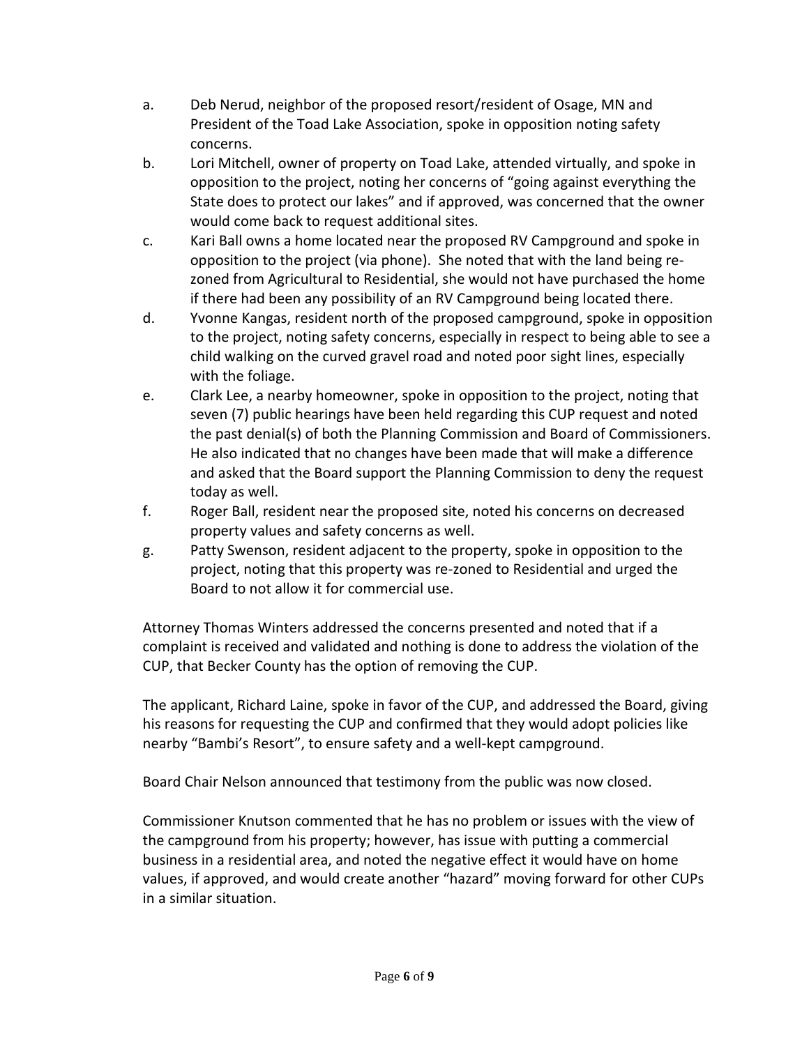a. Deb Nerud, neighbor of the proposed resort/resident of Osage, MN and President of the Toad Lake Association, spoke in opposition noting safety concerns.

b. Lori Mitchell, owner of property on Toad Lake, attended virtually, and spoke in opposition to the project, noting her concerns of "going against everything the State does to protect our lakes" and if approved, was concerned that the owner would come back to request additional sites.

c. Kari Ball owns a home located near the proposed RV Campground and spoke in opposition to the project (via phone). She noted that with the land being re-zoned from Agricultural to Residential, she would not have purchased the home if there had been any possibility of an RV Campground being located there.

d. Yvonne Kangas, resident north of the proposed campground, spoke in opposition to the project, noting safety concerns, especially in respect to being able to see a child walking on the curved gravel road and noted poor sight lines, especially with the foliage.

e. Clark Lee, a nearby homeowner, spoke in opposition to the project, noting that seven (7) public hearings have been held regarding this CUP request and noted the past denial(s) of both the Planning Commission and Board of Commissioners. He also indicated that no changes have been made that will make a difference and asked that the Board support the Planning Commission to deny the request today as well.

f. Roger Ball, resident near the proposed site, noted his concerns on decreased property values and safety concerns as well.

g. Patty Swenson, resident adjacent to the property, spoke in opposition to the project, noting that this property was re-zoned to Residential and urged the Board to not allow it for commercial use.

Attorney Thomas Winters addressed the concerns presented and noted that if a complaint is received and validated and nothing is done to address the violation of the CUP, that Becker County has the option of removing the CUP.

The applicant, Richard Laine, spoke in favor of the CUP, and addressed the Board, giving his reasons for requesting the CUP and confirmed that they would adopt policies like nearby "Bambi's Resort", to ensure safety and a well-kept campground.

Board Chair Nelson announced that testimony from the public was now closed.

Commissioner Knutson commented that he has no problem or issues with the view of the campground from his property; however, has issue with putting a commercial business in a residential area, and noted the negative effect it would have on home values, if approved, and would create another "hazard" moving forward for other CUPs in a similar situation.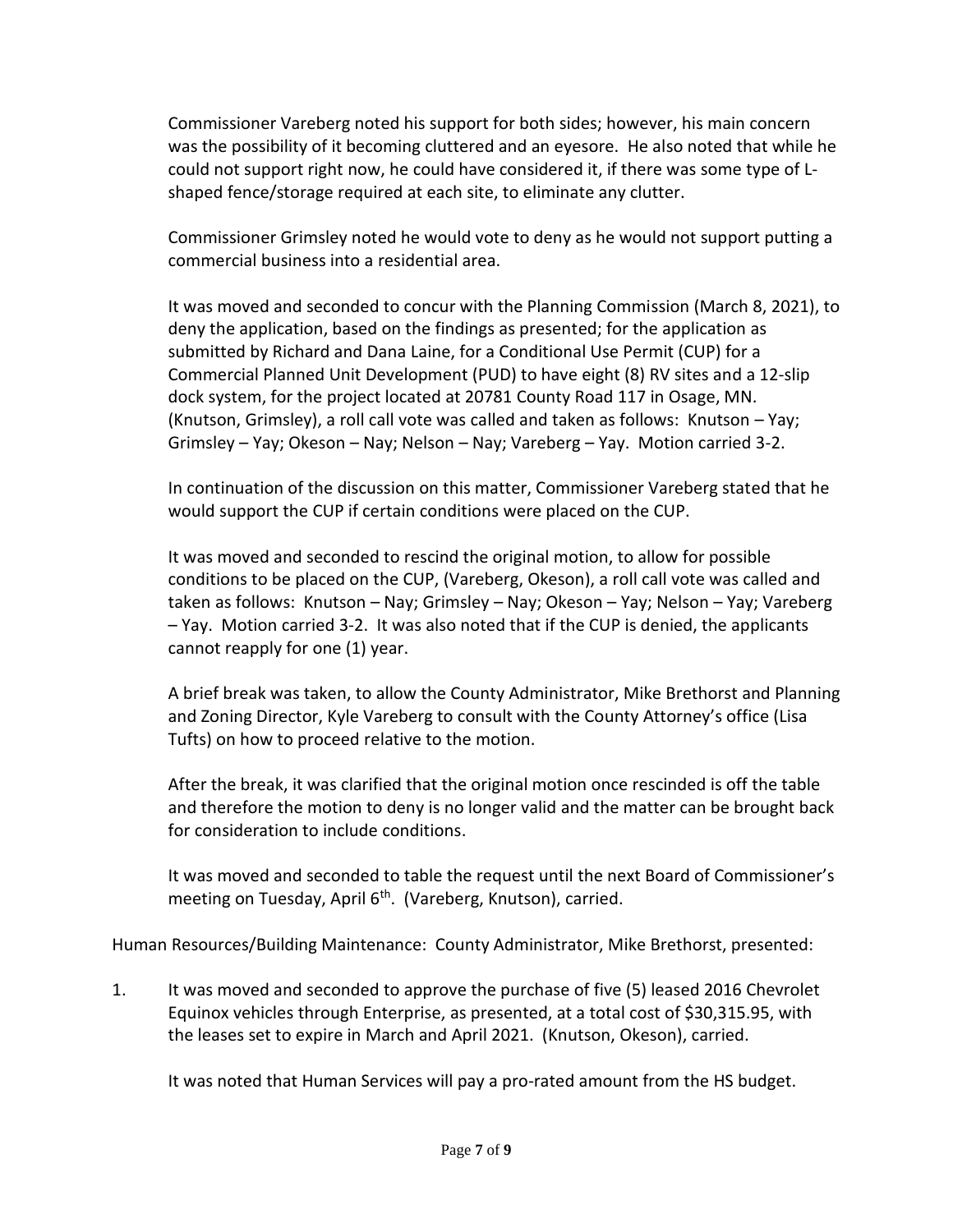Commissioner Vareberg noted his support for both sides; however, his main concern was the possibility of it becoming cluttered and an eyesore. He also noted that while he could not support right now, he could have considered it, if there was some type of L-shaped fence/storage required at each site, to eliminate any clutter.

Commissioner Grimsley noted he would vote to deny as he would not support putting a commercial business into a residential area.

It was moved and seconded to concur with the Planning Commission (March 8, 2021), to deny the application, based on the findings as presented; for the application as submitted by Richard and Dana Laine, for a Conditional Use Permit (CUP) for a Commercial Planned Unit Development (PUD) to have eight (8) RV sites and a 12-slip dock system, for the project located at 20781 County Road 117 in Osage, MN. (Knutson, Grimsley), a roll call vote was called and taken as follows: Knutson – Yay; Grimsley – Yay; Okeson – Nay; Nelson – Nay; Vareberg – Yay. Motion carried 3-2.

In continuation of the discussion on this matter, Commissioner Vareberg stated that he would support the CUP if certain conditions were placed on the CUP.

It was moved and seconded to rescind the original motion, to allow for possible conditions to be placed on the CUP, (Vareberg, Okeson), a roll call vote was called and taken as follows: Knutson – Nay; Grimsley – Nay; Okeson – Yay; Nelson – Yay; Vareberg – Yay. Motion carried 3-2. It was also noted that if the CUP is denied, the applicants cannot reapply for one (1) year.

A brief break was taken, to allow the County Administrator, Mike Brethorst and Planning and Zoning Director, Kyle Vareberg to consult with the County Attorney's office (Lisa Tufts) on how to proceed relative to the motion.

After the break, it was clarified that the original motion once rescinded is off the table and therefore the motion to deny is no longer valid and the matter can be brought back for consideration to include conditions.

It was moved and seconded to table the request until the next Board of Commissioner's meeting on Tuesday, April 6th. (Vareberg, Knutson), carried.

Human Resources/Building Maintenance: County Administrator, Mike Brethorst, presented:

1. It was moved and seconded to approve the purchase of five (5) leased 2016 Chevrolet Equinox vehicles through Enterprise, as presented, at a total cost of $30,315.95, with the leases set to expire in March and April 2021. (Knutson, Okeson), carried.

   It was noted that Human Services will pay a pro-rated amount from the HS budget.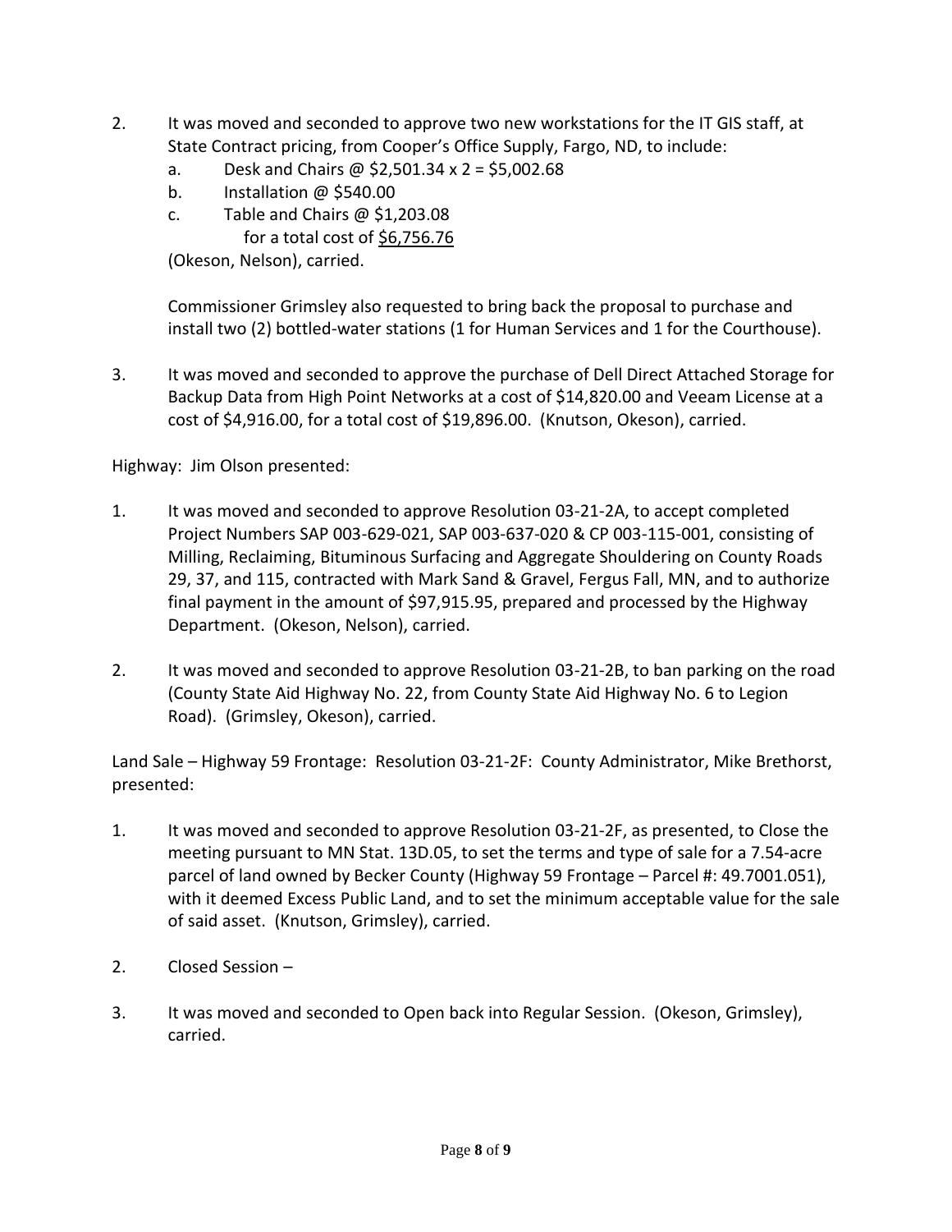2. It was moved and seconded to approve two new workstations for the IT GIS staff, at State Contract pricing, from Cooper's Office Supply, Fargo, ND, to include:
   a. Desk and Chairs @ $2,501.34 x 2 = $5,002.68
   b. Installation @ $540.00
   c. Table and Chairs @ $1,203.08
      for a total cost of <u>$6,756.76</u>

   (Okeson, Nelson), carried.

   Commissioner Grimsley also requested to bring back the proposal to purchase and install two (2) bottled-water stations (1 for Human Services and 1 for the Courthouse).

3. It was moved and seconded to approve the purchase of Dell Direct Attached Storage for Backup Data from High Point Networks at a cost of $14,820.00 and Veeam License at a cost of $4,916.00, for a total cost of $19,896.00. (Knutson, Okeson), carried.

Highway: Jim Olson presented:

1. It was moved and seconded to approve Resolution 03-21-2A, to accept completed Project Numbers SAP 003-629-021, SAP 003-637-020 & CP 003-115-001, consisting of Milling, Reclaiming, Bituminous Surfacing and Aggregate Shouldering on County Roads 29, 37, and 115, contracted with Mark Sand & Gravel, Fergus Fall, MN, and to authorize final payment in the amount of $97,915.95, prepared and processed by the Highway Department. (Okeson, Nelson), carried.

2. It was moved and seconded to approve Resolution 03-21-2B, to ban parking on the road (County State Aid Highway No. 22, from County State Aid Highway No. 6 to Legion Road). (Grimsley, Okeson), carried.

Land Sale – Highway 59 Frontage: Resolution 03-21-2F: County Administrator, Mike Brethorst, presented:

1. It was moved and seconded to approve Resolution 03-21-2F, as presented, to Close the meeting pursuant to MN Stat. 13D.05, to set the terms and type of sale for a 7.54-acre parcel of land owned by Becker County (Highway 59 Frontage – Parcel #: 49.7001.051), with it deemed Excess Public Land, and to set the minimum acceptable value for the sale of said asset. (Knutson, Grimsley), carried.

2. Closed Session –

3. It was moved and seconded to Open back into Regular Session. (Okeson, Grimsley), carried.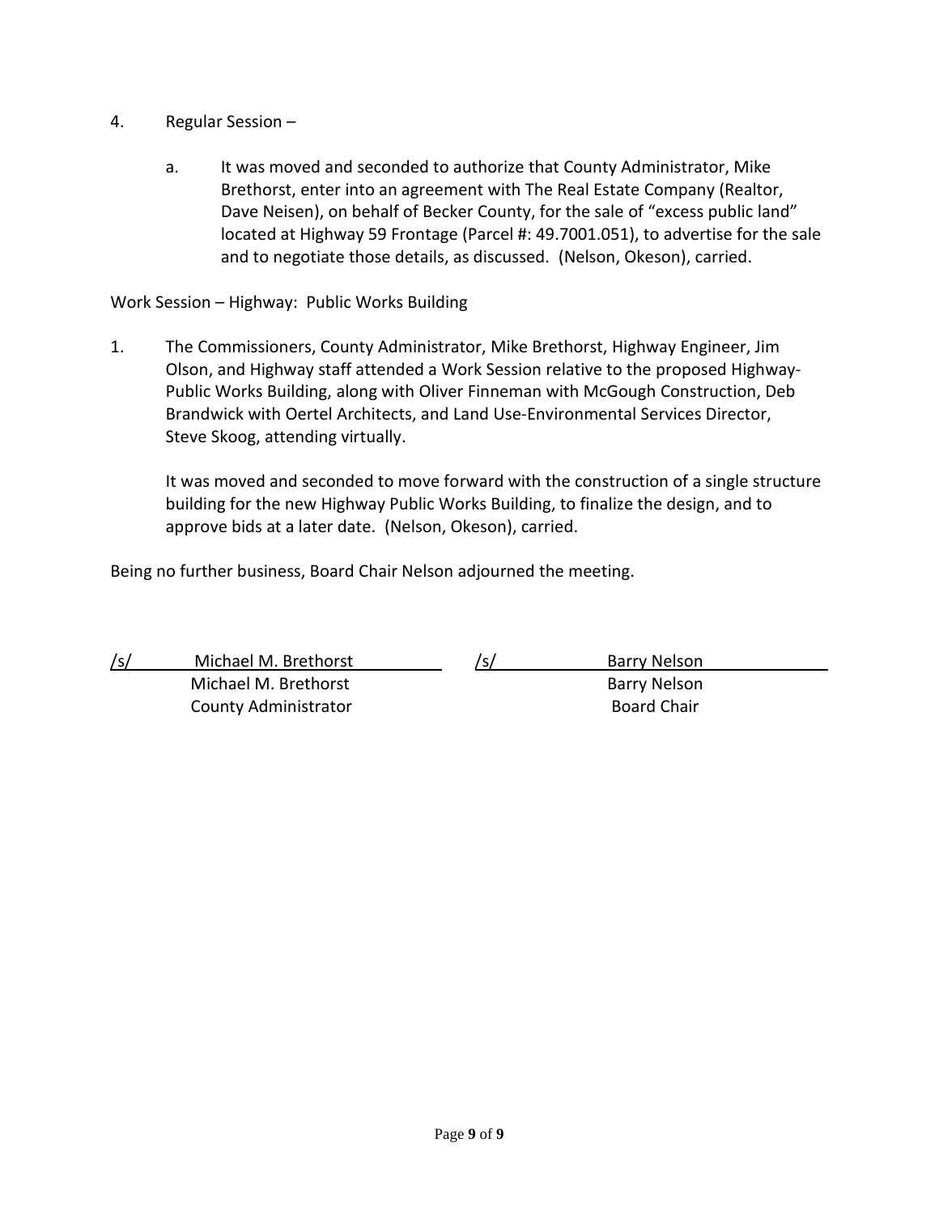4. Regular Session –

   a. It was moved and seconded to authorize that County Administrator, Mike Brethorst, enter into an agreement with The Real Estate Company (Realtor, Dave Neisen), on behalf of Becker County, for the sale of "excess public land" located at Highway 59 Frontage (Parcel #: 49.7001.051), to advertise for the sale and to negotiate those details, as discussed. (Nelson, Okeson), carried.

Work Session – Highway: Public Works Building

1. The Commissioners, County Administrator, Mike Brethorst, Highway Engineer, Jim Olson, and Highway staff attended a Work Session relative to the proposed Highway-Public Works Building, along with Oliver Finneman with McGough Construction, Deb Brandwick with Oertel Architects, and Land Use-Environmental Services Director, Steve Skoog, attending virtually.

   It was moved and seconded to move forward with the construction of a single structure building for the new Highway Public Works Building, to finalize the design, and to approve bids at a later date. (Nelson, Okeson), carried.

Being no further business, Board Chair Nelson adjourned the meeting.

/s/ Michael M. Brethorst
Michael M. Brethorst
County Administrator

/s/ Barry Nelson
Barry Nelson
Board Chair